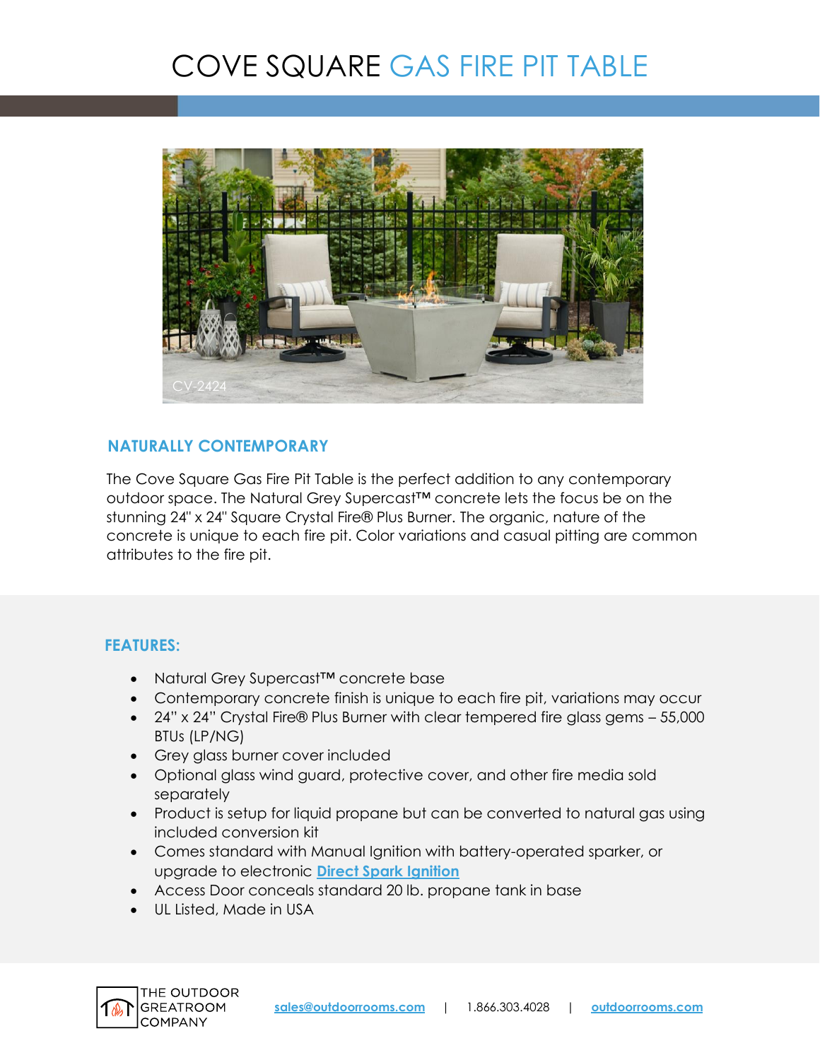# COVE SQUARE GAS FIRE PIT TABLE

CV-2424

## NATURALLY CONTEMPORARY

The Cove Square Gas Fire Pit Table is the perfect addition to any contemporary outdoor space. The Natural Grey Supercast™ concrete lets the focus be on the stunning 24" x 24" Square Crystal Fire® Plus Burner. The organic, nature of the concrete is unique to each fire pit. Color variations and casual pitting are common attributes to the fire pit.

## FEATURES:

- Natural Grey Supercast™ concrete base
- Contemporary concrete finish is unique to each fire pit, variations may occur
- 24" x 24" Crystal Fire® Plus Burner with clear tempered fire glass gems – 55,000 BTUs (LP/NG)
- Grey glass burner cover included
- Optional glass wind guard, protective cover, and other fire media sold separately
- Product is setup for liquid propane but can be converted to natural gas using included conversion kit
- Comes standard with Manual Ignition with battery-operated sparker, or upgrade to electronic **Direct Spark Ignition**
- Access Door conceals standard 20 lb. propane tank in base
- UL Listed, Made in USA

THE OUTDOOR GREATROOM COMPANY

sales@outdoorrooms.com | 1.866.303.4028 | outdoorrooms.com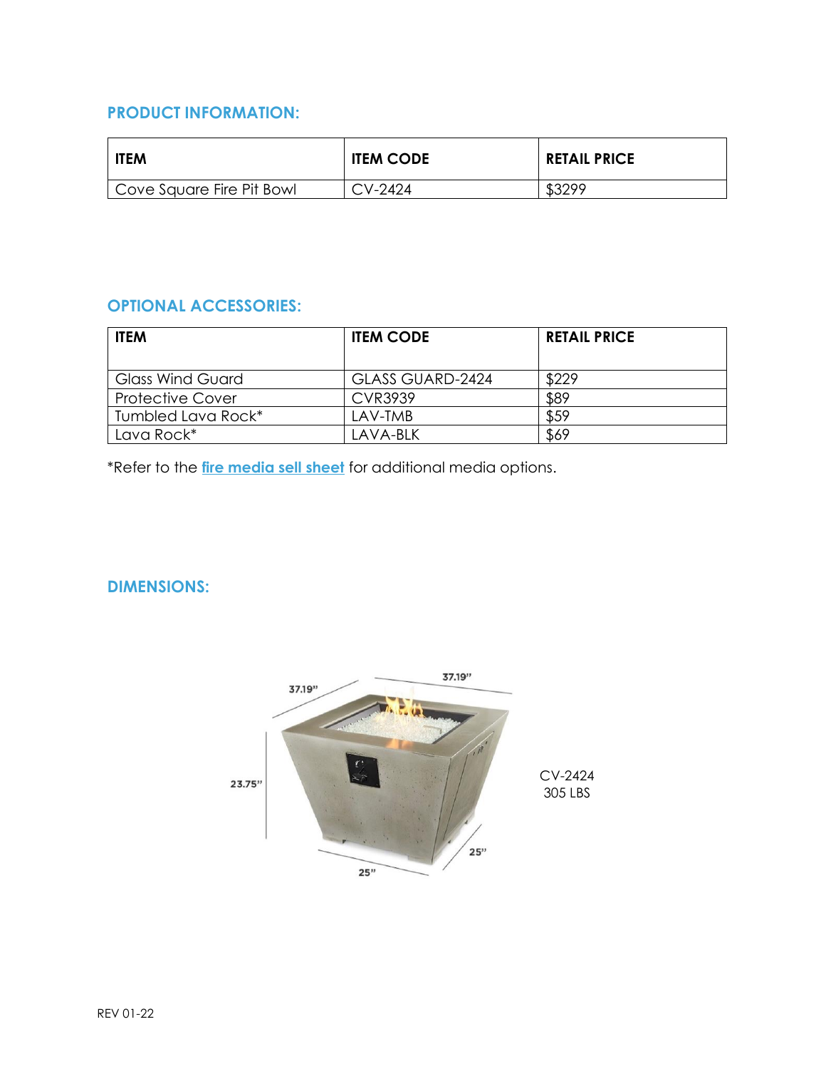## PRODUCT INFORMATION:

| ITEM | ITEM CODE | RETAIL PRICE |
|---|---|---|
| Cove Square Fire Pit Bowl | CV-2424 | $3299 |

## OPTIONAL ACCESSORIES:

| ITEM | ITEM CODE | RETAIL PRICE |
|---|---|---|
| Glass Wind Guard | GLASS GUARD-2424 | $229 |
| Protective Cover | CVR3939 | $89 |
| Tumbled Lava Rock* | LAV-TMB | $59 |
| Lava Rock* | LAVA-BLK | $69 |

*Refer to the **fire media sell sheet** for additional media options.

## DIMENSIONS:

37.19"

37.19"

23.75"

25"

25"

CV-2424
305 LBS

REV 01-22